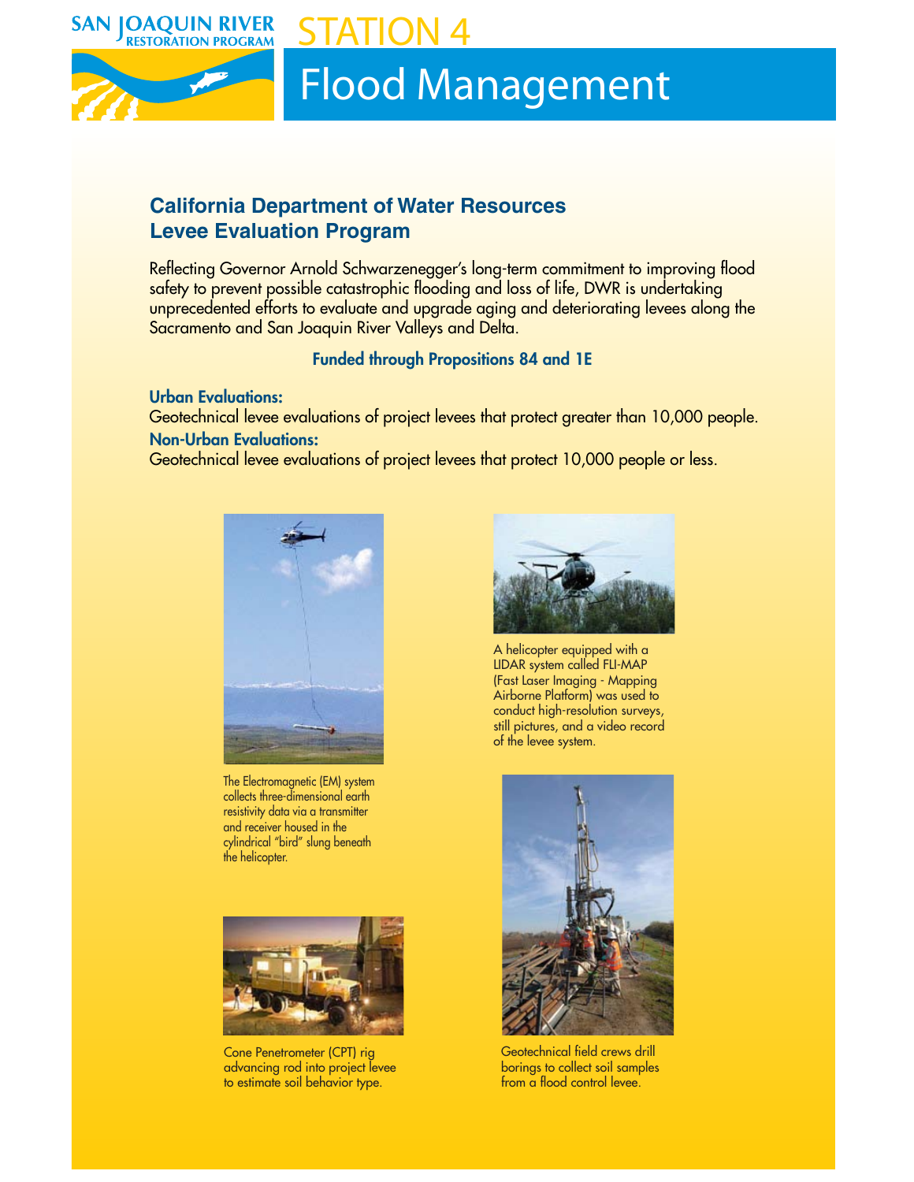SAN JOAQUIN RIVER
RESTORATION PROGRAM

# STATION 4
# Flood Management

## California Department of Water Resources Levee Evaluation Program

Reflecting Governor Arnold Schwarzenegger's long-term commitment to improving flood safety to prevent possible catastrophic flooding and loss of life, DWR is undertaking unprecedented efforts to evaluate and upgrade aging and deteriorating levees along the Sacramento and San Joaquin River Valleys and Delta.

**Funded through Propositions 84 and 1E**

**Urban Evaluations:**
Geotechnical levee evaluations of project levees that protect greater than 10,000 people.

**Non-Urban Evaluations:**
Geotechnical levee evaluations of project levees that protect 10,000 people or less.

The Electromagnetic (EM) system collects three-dimensional earth resistivity data via a transmitter and receiver housed in the cylindrical "bird" slung beneath the helicopter.

A helicopter equipped with a LIDAR system called FLI-MAP (Fast Laser Imaging - Mapping Airborne Platform) was used to conduct high-resolution surveys, still pictures, and a video record of the levee system.

Cone Penetrometer (CPT) rig advancing rod into project levee to estimate soil behavior type.

Geotechnical field crews drill borings to collect soil samples from a flood control levee.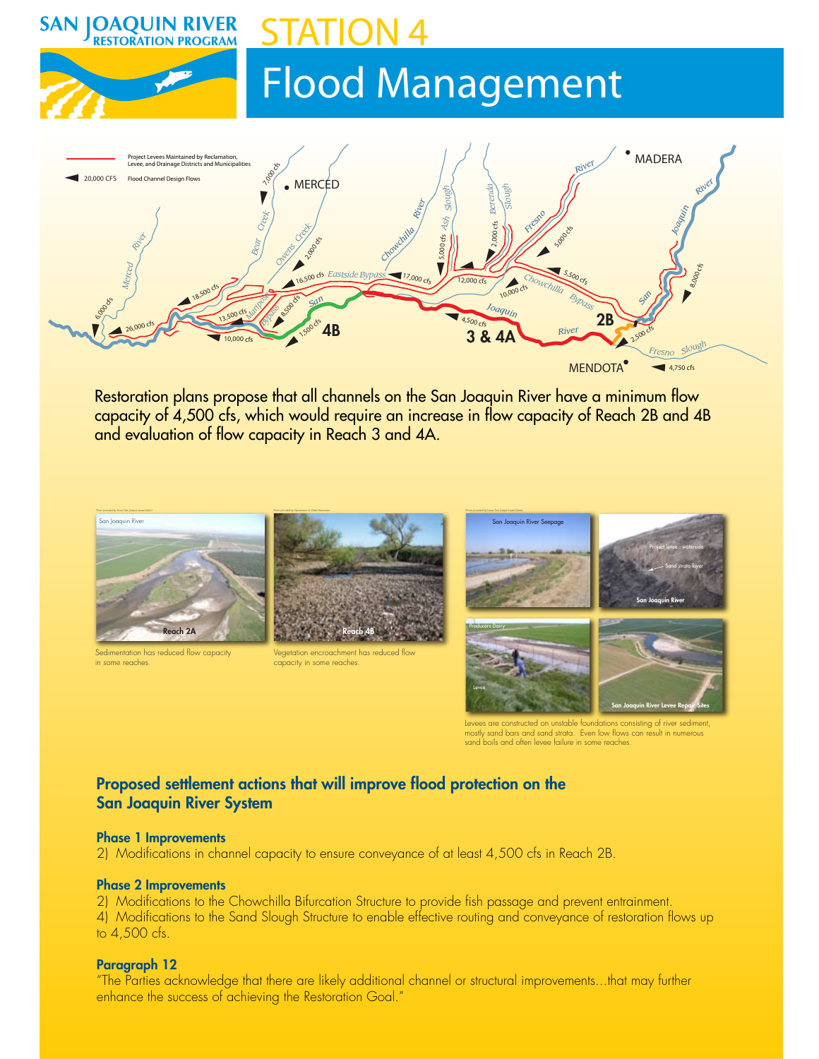SAN JOAQUIN RIVER RESTORATION PROGRAM

# STATION 4

# Flood Management

Project Levees Maintained by Reclamation, Levee, and Drainage Districts and Municipalities

20,000 CFS Flood Channel Design Flows

MERCED

MADERA

MENDOTA

Merced River

Bear Creek

Owens Creek

Mariposa Bypass

Eastside Bypass

Chowchilla River

Ash Slough

Berenda Slough

Fresno River

Chowchilla Bypass

San Joaquin River

Fresno Slough

7,000 cfs

6,000 cfs

26,000 cfs

18,500 cfs

13,500 cfs

10,000 cfs

8,500 cfs

1,500 cfs

2,000 cfs

16,500 cfs

17,000 cfs

5,000 cfs

2,000 cfs

12,000 cfs

5,000 cfs

5,500 cfs

10,000 cfs

4,500 cfs

8,000 cfs

2,500 cfs

4,750 cfs

4B

3 & 4A

2B

Restoration plans propose that all channels on the San Joaquin River have a minimum flow capacity of 4,500 cfs, which would require an increase in flow capacity of Reach 2B and 4B and evaluation of flow capacity in Reach 3 and 4A.

San Joaquin River

Reach 2A

Sedimentation has reduced flow capacity in some reaches.

Reach 4B

Vegetation encroachment has reduced flow capacity in some reaches.

San Joaquin River Seepage

Project levee - waterside

Sand strata layer

San Joaquin River

Producers Dairy

Levee

San Joaquin River Levee Repair Sites

Levees are constructed on unstable foundations consisting of river sediment, mostly sand bars and sand strata. Even low flows can result in numerous sand boils and often levee failure in some reaches.

## Proposed settlement actions that will improve flood protection on the San Joaquin River System

### Phase 1 Improvements

2) Modifications in channel capacity to ensure conveyance of at least 4,500 cfs in Reach 2B.

### Phase 2 Improvements

2) Modifications to the Chowchilla Bifurcation Structure to provide fish passage and prevent entrainment.

4) Modifications to the Sand Slough Structure to enable effective routing and conveyance of restoration flows up to 4,500 cfs.

### Paragraph 12

"The Parties acknowledge that there are likely additional channel or structural improvements…that may further enhance the success of achieving the Restoration Goal."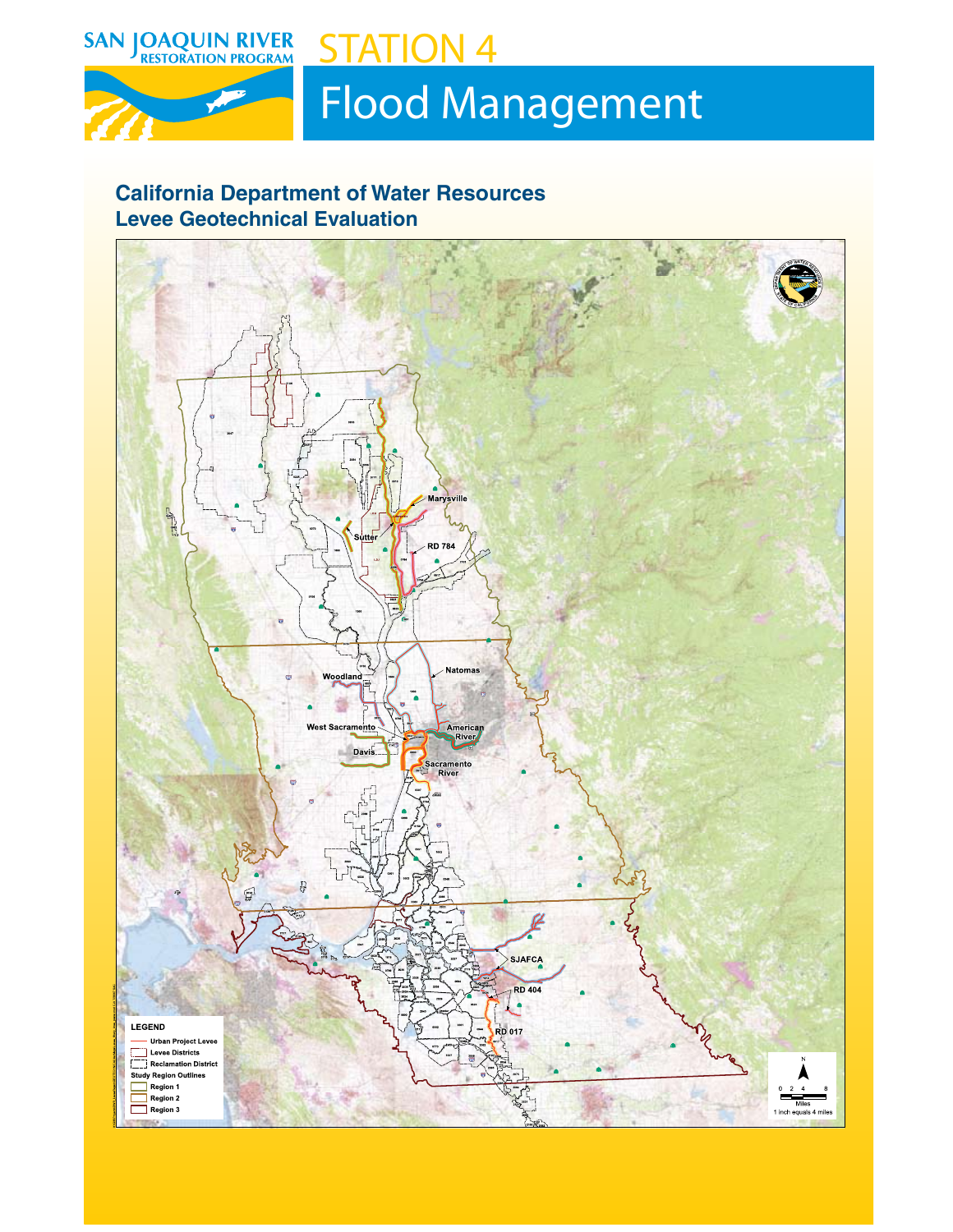SAN JOAQUIN RIVER RESTORATION PROGRAM

# STATION 4

# Flood Management

## California Department of Water Resources Levee Geotechnical Evaluation

Marysville

Sutter

RD 784

Natomas

Woodland

West Sacramento

American River

Davis

Sacramento River

SJAFCA

RD 404

RD 017

LEGEND

Urban Project Levee

Levee Districts

Reclamation District

Study Region Outlines

Region 1

Region 2

Region 3

N

0 2 4 8

Miles

1 inch equals 4 miles